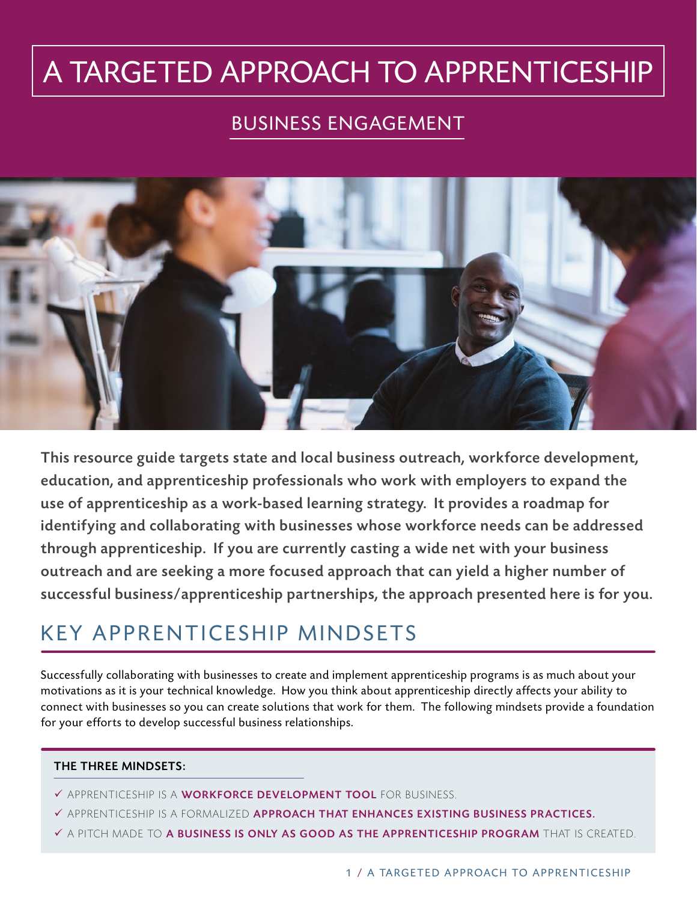# A TARGETED APPROACH TO APPRENTICESHIP

## BUSINESS ENGAGEMENT

**This resource guide targets state and local business outreach, workforce development, education, and apprenticeship professionals who work with employers to expand the use of apprenticeship as a work-based learning strategy. It provides a roadmap for identifying and collaborating with businesses whose workforce needs can be addressed through apprenticeship. If you are currently casting a wide net with your business outreach and are seeking a more focused approach that can yield a higher number of successful business/apprenticeship partnerships, the approach presented here is for you.**

## KEY APPRENTICESHIP MINDSETS

Successfully collaborating with businesses to create and implement apprenticeship programs is as much about your motivations as it is your technical knowledge. How you think about apprenticeship directly affects your ability to connect with businesses so you can create solutions that work for them. The following mindsets provide a foundation for your efforts to develop successful business relationships.

**THE THREE MINDSETS:**

- ✓ APPRENTICESHIP IS A **WORKFORCE DEVELOPMENT TOOL** FOR BUSINESS.
- ✓ APPRENTICESHIP IS A FORMALIZED **APPROACH THAT ENHANCES EXISTING BUSINESS PRACTICES.**
- ✓ A PITCH MADE TO **A BUSINESS IS ONLY AS GOOD AS THE APPRENTICESHIP PROGRAM** THAT IS CREATED.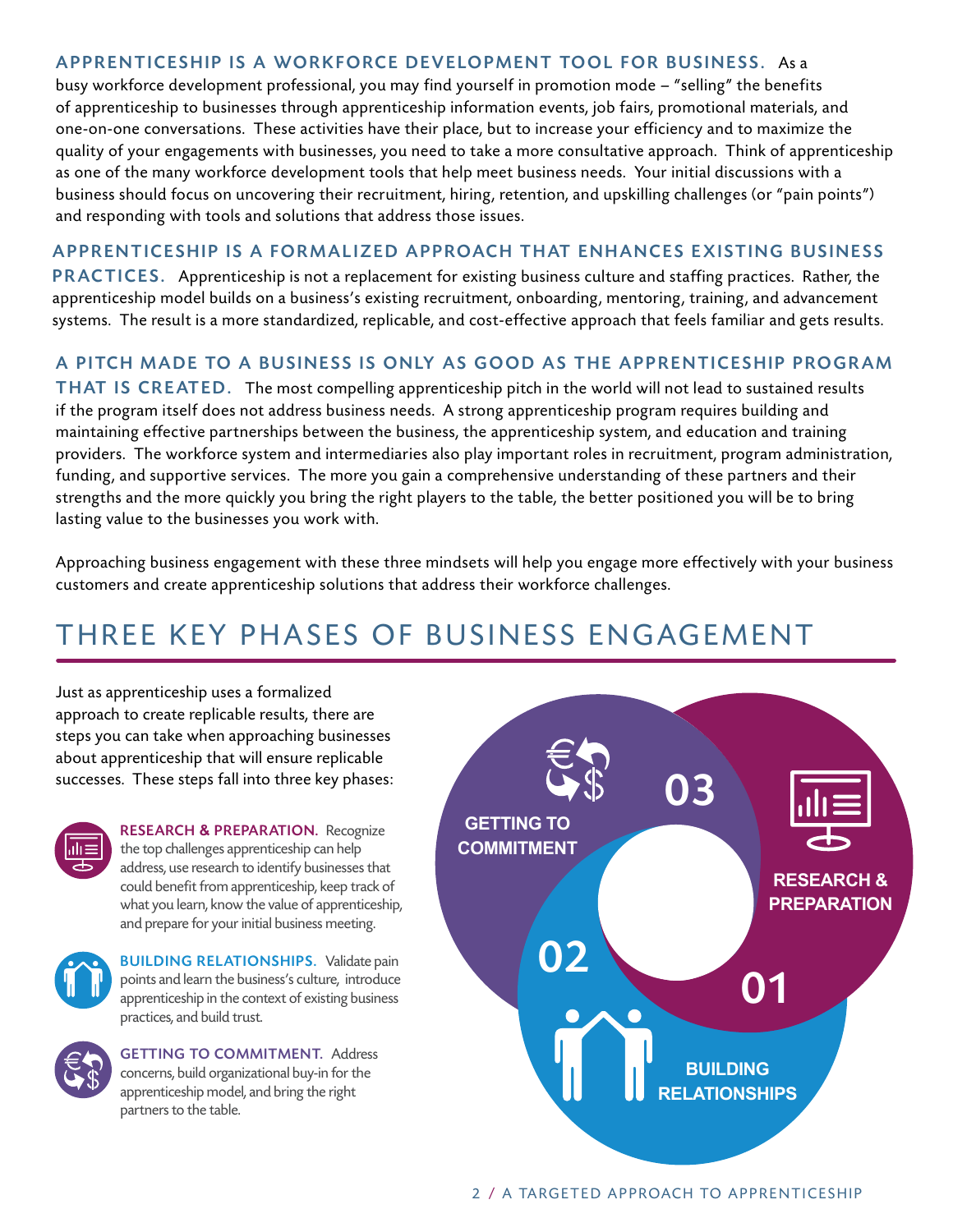**APPRENTICESHIP IS A WORKFORCE DEVELOPMENT TOOL FOR BUSINESS.** As a busy workforce development professional, you may find yourself in promotion mode – "selling" the benefits of apprenticeship to businesses through apprenticeship information events, job fairs, promotional materials, and one-on-one conversations. These activities have their place, but to increase your efficiency and to maximize the quality of your engagements with businesses, you need to take a more consultative approach. Think of apprenticeship as one of the many workforce development tools that help meet business needs. Your initial discussions with a business should focus on uncovering their recruitment, hiring, retention, and upskilling challenges (or "pain points") and responding with tools and solutions that address those issues.

**APPRENTICESHIP IS A FORMALIZED APPROACH THAT ENHANCES EXISTING BUSINESS PRACTICES.** Apprenticeship is not a replacement for existing business culture and staffing practices. Rather, the apprenticeship model builds on a business's existing recruitment, onboarding, mentoring, training, and advancement systems. The result is a more standardized, replicable, and cost-effective approach that feels familiar and gets results.

**A PITCH MADE TO A BUSINESS IS ONLY AS GOOD AS THE APPRENTICESHIP PROGRAM THAT IS CREATED.** The most compelling apprenticeship pitch in the world will not lead to sustained results if the program itself does not address business needs. A strong apprenticeship program requires building and maintaining effective partnerships between the business, the apprenticeship system, and education and training providers. The workforce system and intermediaries also play important roles in recruitment, program administration, funding, and supportive services. The more you gain a comprehensive understanding of these partners and their strengths and the more quickly you bring the right players to the table, the better positioned you will be to bring lasting value to the businesses you work with.

Approaching business engagement with these three mindsets will help you engage more effectively with your business customers and create apprenticeship solutions that address their workforce challenges.

# THREE KEY PHASES OF BUSINESS ENGAGEMENT

Just as apprenticeship uses a formalized approach to create replicable results, there are steps you can take when approaching businesses about apprenticeship that will ensure replicable successes. These steps fall into three key phases:

**RESEARCH & PREPARATION.** Recognize the top challenges apprenticeship can help address, use research to identify businesses that could benefit from apprenticeship, keep track of what you learn, know the value of apprenticeship, and prepare for your initial business meeting.

**BUILDING RELATIONSHIPS.** Validate pain points and learn the business's culture, introduce apprenticeship in the context of existing business practices, and build trust.

**GETTING TO COMMITMENT.** Address concerns, build organizational buy-in for the apprenticeship model, and bring the right partners to the table.

01 RESEARCH & PREPARATION

02 BUILDING RELATIONSHIPS

03 GETTING TO COMMITMENT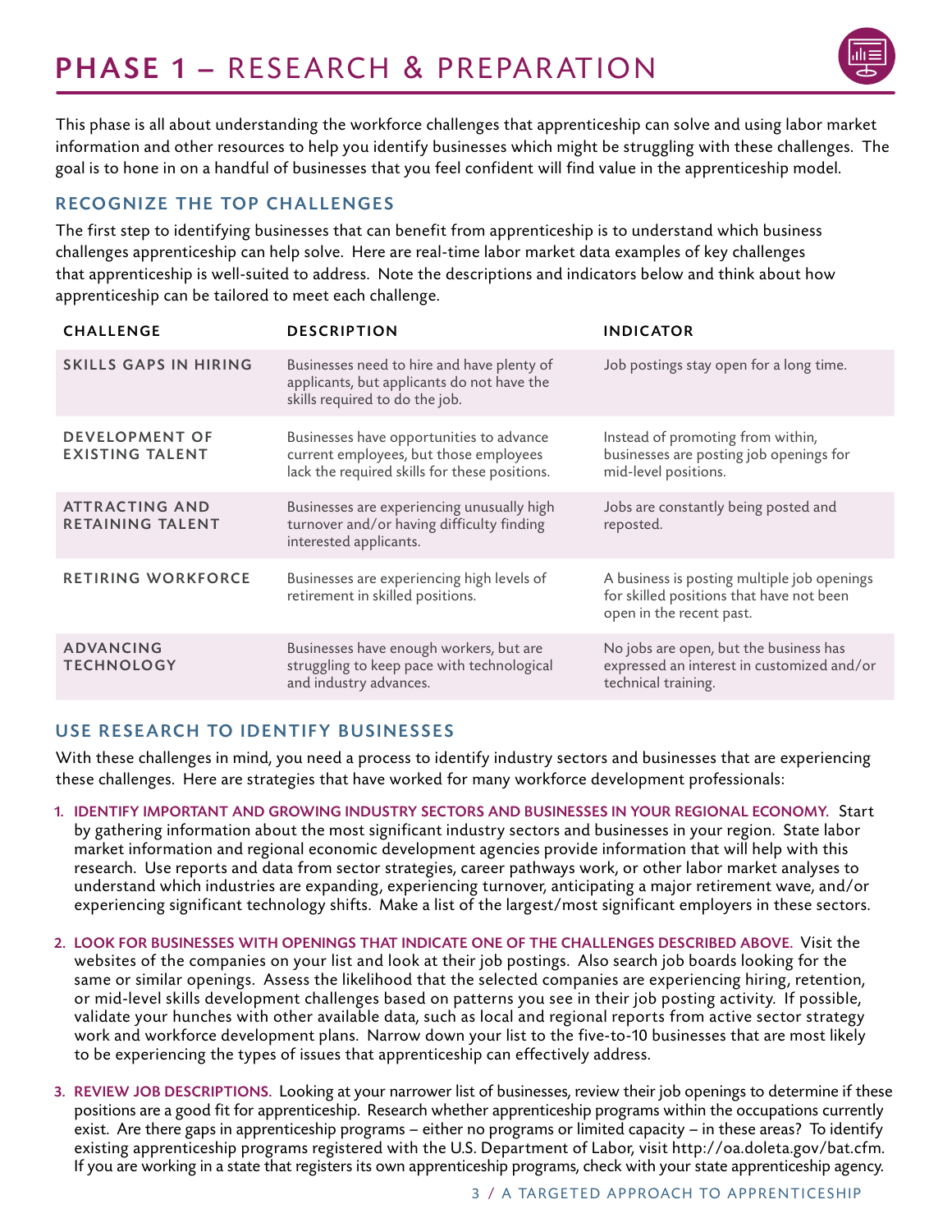# **PHASE 1** – RESEARCH & PREPARATION

This phase is all about understanding the workforce challenges that apprenticeship can solve and using labor market information and other resources to help you identify businesses which might be struggling with these challenges. The goal is to hone in on a handful of businesses that you feel confident will find value in the apprenticeship model.

## RECOGNIZE THE TOP CHALLENGES

The first step to identifying businesses that can benefit from apprenticeship is to understand which business challenges apprenticeship can help solve. Here are real-time labor market data examples of key challenges that apprenticeship is well-suited to address. Note the descriptions and indicators below and think about how apprenticeship can be tailored to meet each challenge.

| CHALLENGE | DESCRIPTION | INDICATOR |
|---|---|---|
| SKILLS GAPS IN HIRING | Businesses need to hire and have plenty of applicants, but applicants do not have the skills required to do the job. | Job postings stay open for a long time. |
| DEVELOPMENT OF EXISTING TALENT | Businesses have opportunities to advance current employees, but those employees lack the required skills for these positions. | Instead of promoting from within, businesses are posting job openings for mid-level positions. |
| ATTRACTING AND RETAINING TALENT | Businesses are experiencing unusually high turnover and/or having difficulty finding interested applicants. | Jobs are constantly being posted and reposted. |
| RETIRING WORKFORCE | Businesses are experiencing high levels of retirement in skilled positions. | A business is posting multiple job openings for skilled positions that have not been open in the recent past. |
| ADVANCING TECHNOLOGY | Businesses have enough workers, but are struggling to keep pace with technological and industry advances. | No jobs are open, but the business has expressed an interest in customized and/or technical training. |

## USE RESEARCH TO IDENTIFY BUSINESSES

With these challenges in mind, you need a process to identify industry sectors and businesses that are experiencing these challenges. Here are strategies that have worked for many workforce development professionals:

1. **IDENTIFY IMPORTANT AND GROWING INDUSTRY SECTORS AND BUSINESSES IN YOUR REGIONAL ECONOMY.** Start by gathering information about the most significant industry sectors and businesses in your region. State labor market information and regional economic development agencies provide information that will help with this research. Use reports and data from sector strategies, career pathways work, or other labor market analyses to understand which industries are expanding, experiencing turnover, anticipating a major retirement wave, and/or experiencing significant technology shifts. Make a list of the largest/most significant employers in these sectors.

2. **LOOK FOR BUSINESSES WITH OPENINGS THAT INDICATE ONE OF THE CHALLENGES DESCRIBED ABOVE.** Visit the websites of the companies on your list and look at their job postings. Also search job boards looking for the same or similar openings. Assess the likelihood that the selected companies are experiencing hiring, retention, or mid-level skills development challenges based on patterns you see in their job posting activity. If possible, validate your hunches with other available data, such as local and regional reports from active sector strategy work and workforce development plans. Narrow down your list to the five-to-10 businesses that are most likely to be experiencing the types of issues that apprenticeship can effectively address.

3. **REVIEW JOB DESCRIPTIONS.** Looking at your narrower list of businesses, review their job openings to determine if these positions are a good fit for apprenticeship. Research whether apprenticeship programs within the occupations currently exist. Are there gaps in apprenticeship programs – either no programs or limited capacity – in these areas? To identify existing apprenticeship programs registered with the U.S. Department of Labor, visit http://oa.doleta.gov/bat.cfm. If you are working in a state that registers its own apprenticeship programs, check with your state apprenticeship agency.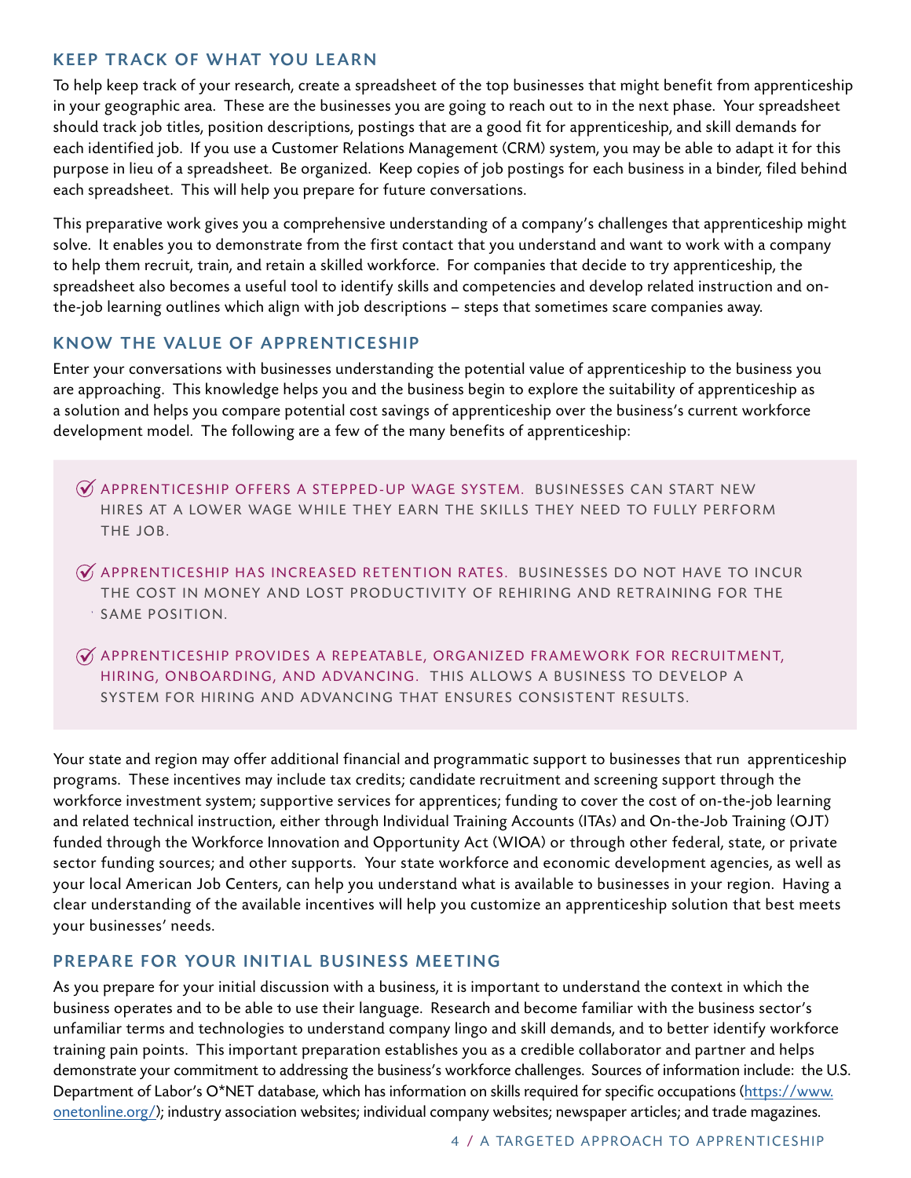## KEEP TRACK OF WHAT YOU LEARN

To help keep track of your research, create a spreadsheet of the top businesses that might benefit from apprenticeship in your geographic area. These are the businesses you are going to reach out to in the next phase. Your spreadsheet should track job titles, position descriptions, postings that are a good fit for apprenticeship, and skill demands for each identified job. If you use a Customer Relations Management (CRM) system, you may be able to adapt it for this purpose in lieu of a spreadsheet. Be organized. Keep copies of job postings for each business in a binder, filed behind each spreadsheet. This will help you prepare for future conversations.

This preparative work gives you a comprehensive understanding of a company's challenges that apprenticeship might solve. It enables you to demonstrate from the first contact that you understand and want to work with a company to help them recruit, train, and retain a skilled workforce. For companies that decide to try apprenticeship, the spreadsheet also becomes a useful tool to identify skills and competencies and develop related instruction and on-the-job learning outlines which align with job descriptions – steps that sometimes scare companies away.

## KNOW THE VALUE OF APPRENTICESHIP

Enter your conversations with businesses understanding the potential value of apprenticeship to the business you are approaching. This knowledge helps you and the business begin to explore the suitability of apprenticeship as a solution and helps you compare potential cost savings of apprenticeship over the business's current workforce development model. The following are a few of the many benefits of apprenticeship:

- APPRENTICESHIP OFFERS A STEPPED-UP WAGE SYSTEM. BUSINESSES CAN START NEW HIRES AT A LOWER WAGE WHILE THEY EARN THE SKILLS THEY NEED TO FULLY PERFORM THE JOB.
- APPRENTICESHIP HAS INCREASED RETENTION RATES. BUSINESSES DO NOT HAVE TO INCUR THE COST IN MONEY AND LOST PRODUCTIVITY OF REHIRING AND RETRAINING FOR THE SAME POSITION.
- APPRENTICESHIP PROVIDES A REPEATABLE, ORGANIZED FRAMEWORK FOR RECRUITMENT, HIRING, ONBOARDING, AND ADVANCING. THIS ALLOWS A BUSINESS TO DEVELOP A SYSTEM FOR HIRING AND ADVANCING THAT ENSURES CONSISTENT RESULTS.

Your state and region may offer additional financial and programmatic support to businesses that run apprenticeship programs. These incentives may include tax credits; candidate recruitment and screening support through the workforce investment system; supportive services for apprentices; funding to cover the cost of on-the-job learning and related technical instruction, either through Individual Training Accounts (ITAs) and On-the-Job Training (OJT) funded through the Workforce Innovation and Opportunity Act (WIOA) or through other federal, state, or private sector funding sources; and other supports. Your state workforce and economic development agencies, as well as your local American Job Centers, can help you understand what is available to businesses in your region. Having a clear understanding of the available incentives will help you customize an apprenticeship solution that best meets your businesses' needs.

## PREPARE FOR YOUR INITIAL BUSINESS MEETING

As you prepare for your initial discussion with a business, it is important to understand the context in which the business operates and to be able to use their language. Research and become familiar with the business sector's unfamiliar terms and technologies to understand company lingo and skill demands, and to better identify workforce training pain points. This important preparation establishes you as a credible collaborator and partner and helps demonstrate your commitment to addressing the business's workforce challenges. Sources of information include: the U.S. Department of Labor's O*NET database, which has information on skills required for specific occupations (https://www.onetonline.org/); industry association websites; individual company websites; newspaper articles; and trade magazines.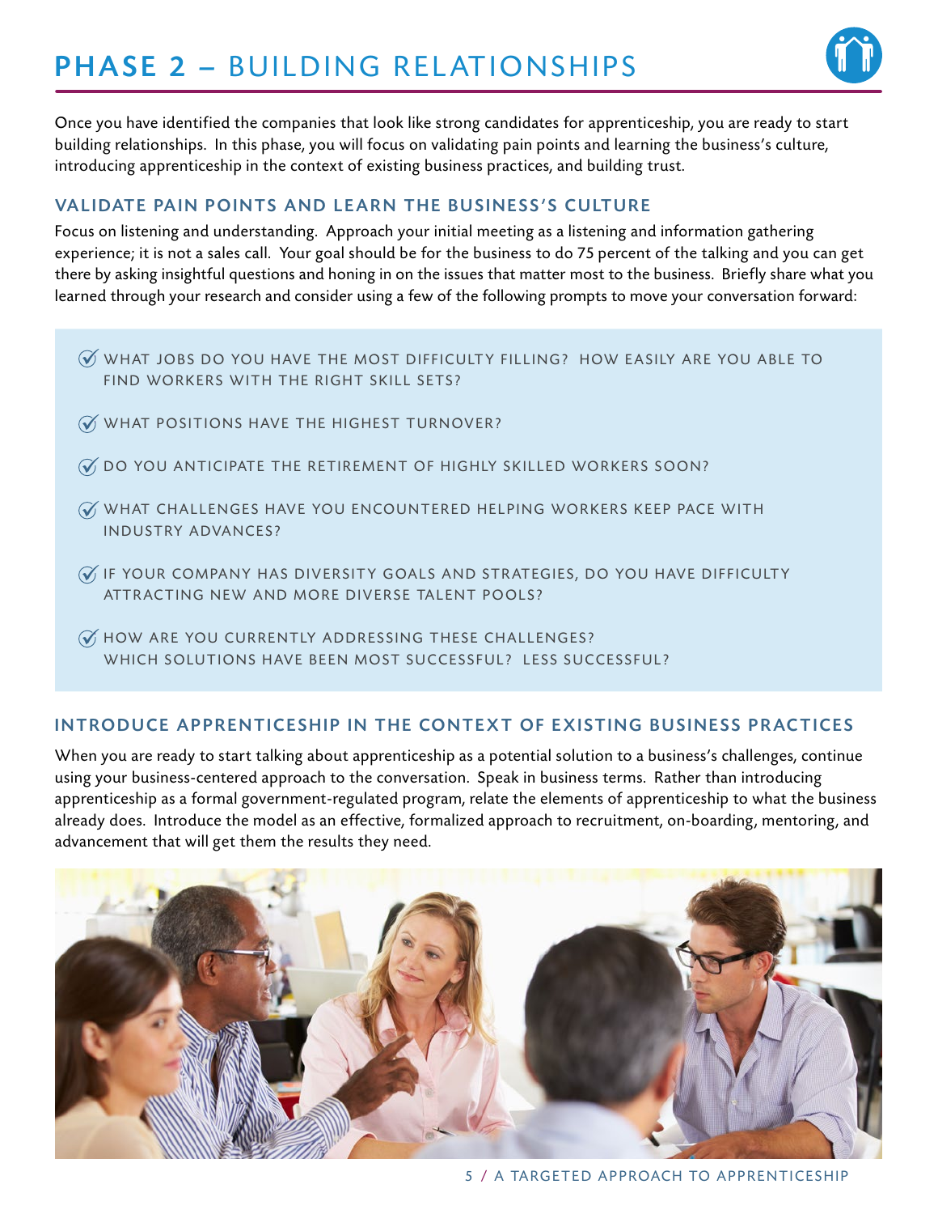# PHASE 2 – BUILDING RELATIONSHIPS

Once you have identified the companies that look like strong candidates for apprenticeship, you are ready to start building relationships. In this phase, you will focus on validating pain points and learning the business's culture, introducing apprenticeship in the context of existing business practices, and building trust.

## VALIDATE PAIN POINTS AND LEARN THE BUSINESS'S CULTURE

Focus on listening and understanding. Approach your initial meeting as a listening and information gathering experience; it is not a sales call. Your goal should be for the business to do 75 percent of the talking and you can get there by asking insightful questions and honing in on the issues that matter most to the business. Briefly share what you learned through your research and consider using a few of the following prompts to move your conversation forward:

- WHAT JOBS DO YOU HAVE THE MOST DIFFICULTY FILLING? HOW EASILY ARE YOU ABLE TO FIND WORKERS WITH THE RIGHT SKILL SETS?
- WHAT POSITIONS HAVE THE HIGHEST TURNOVER?
- DO YOU ANTICIPATE THE RETIREMENT OF HIGHLY SKILLED WORKERS SOON?
- WHAT CHALLENGES HAVE YOU ENCOUNTERED HELPING WORKERS KEEP PACE WITH INDUSTRY ADVANCES?
- IF YOUR COMPANY HAS DIVERSITY GOALS AND STRATEGIES, DO YOU HAVE DIFFICULTY ATTRACTING NEW AND MORE DIVERSE TALENT POOLS?
- HOW ARE YOU CURRENTLY ADDRESSING THESE CHALLENGES? WHICH SOLUTIONS HAVE BEEN MOST SUCCESSFUL? LESS SUCCESSFUL?

## INTRODUCE APPRENTICESHIP IN THE CONTEXT OF EXISTING BUSINESS PRACTICES

When you are ready to start talking about apprenticeship as a potential solution to a business's challenges, continue using your business-centered approach to the conversation. Speak in business terms. Rather than introducing apprenticeship as a formal government-regulated program, relate the elements of apprenticeship to what the business already does. Introduce the model as an effective, formalized approach to recruitment, on-boarding, mentoring, and advancement that will get them the results they need.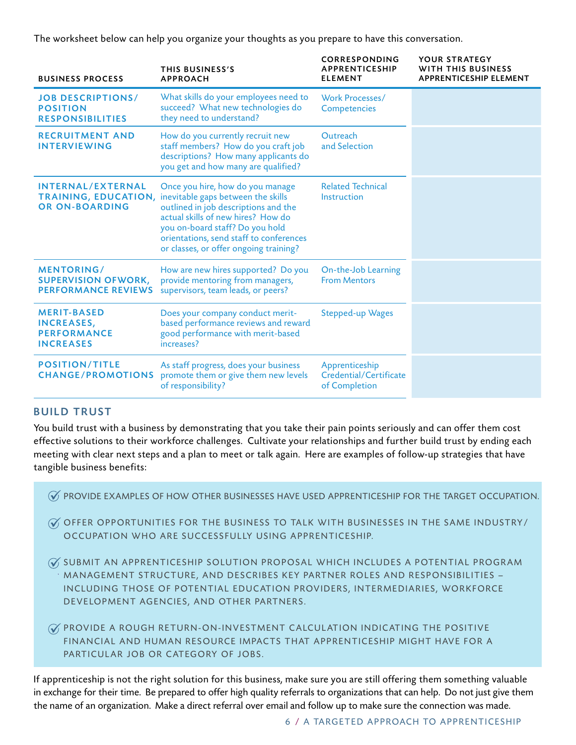The worksheet below can help you organize your thoughts as you prepare to have this conversation.

| BUSINESS PROCESS | THIS BUSINESS'S APPROACH | CORRESPONDING APPRENTICESHIP ELEMENT | YOUR STRATEGY WITH THIS BUSINESS APPRENTICESHIP ELEMENT |
|---|---|---|---|
| **JOB DESCRIPTIONS/ POSITION RESPONSIBILITIES** | What skills do your employees need to succeed? What new technologies do they need to understand? | Work Processes/ Competencies | |
| **RECRUITMENT AND INTERVIEWING** | How do you currently recruit new staff members? How do you craft job descriptions? How many applicants do you get and how many are qualified? | Outreach and Selection | |
| **INTERNAL/EXTERNAL TRAINING, EDUCATION, OR ON-BOARDING** | Once you hire, how do you manage inevitable gaps between the skills outlined in job descriptions and the actual skills of new hires? How do you on-board staff? Do you hold orientations, send staff to conferences or classes, or offer ongoing training? | Related Technical Instruction | |
| **MENTORING/ SUPERVISION OFWORK, PERFORMANCE REVIEWS** | How are new hires supported? Do you provide mentoring from managers, supervisors, team leads, or peers? | On-the-Job Learning From Mentors | |
| **MERIT-BASED INCREASES, PERFORMANCE INCREASES** | Does your company conduct merit-based performance reviews and reward good performance with merit-based increases? | Stepped-up Wages | |
| **POSITION/TITLE CHANGE/PROMOTIONS** | As staff progress, does your business promote them or give them new levels of responsibility? | Apprenticeship Credential/Certificate of Completion | |

## BUILD TRUST

You build trust with a business by demonstrating that you take their pain points seriously and can offer them cost effective solutions to their workforce challenges. Cultivate your relationships and further build trust by ending each meeting with clear next steps and a plan to meet or talk again. Here are examples of follow-up strategies that have tangible business benefits:

- PROVIDE EXAMPLES OF HOW OTHER BUSINESSES HAVE USED APPRENTICESHIP FOR THE TARGET OCCUPATION.
- OFFER OPPORTUNITIES FOR THE BUSINESS TO TALK WITH BUSINESSES IN THE SAME INDUSTRY/ OCCUPATION WHO ARE SUCCESSFULLY USING APPRENTICESHIP.
- SUBMIT AN APPRENTICESHIP SOLUTION PROPOSAL WHICH INCLUDES A POTENTIAL PROGRAM MANAGEMENT STRUCTURE, AND DESCRIBES KEY PARTNER ROLES AND RESPONSIBILITIES – INCLUDING THOSE OF POTENTIAL EDUCATION PROVIDERS, INTERMEDIARIES, WORKFORCE DEVELOPMENT AGENCIES, AND OTHER PARTNERS.
- PROVIDE A ROUGH RETURN-ON-INVESTMENT CALCULATION INDICATING THE POSITIVE FINANCIAL AND HUMAN RESOURCE IMPACTS THAT APPRENTICESHIP MIGHT HAVE FOR A PARTICULAR JOB OR CATEGORY OF JOBS.

If apprenticeship is not the right solution for this business, make sure you are still offering them something valuable in exchange for their time. Be prepared to offer high quality referrals to organizations that can help. Do not just give them the name of an organization. Make a direct referral over email and follow up to make sure the connection was made.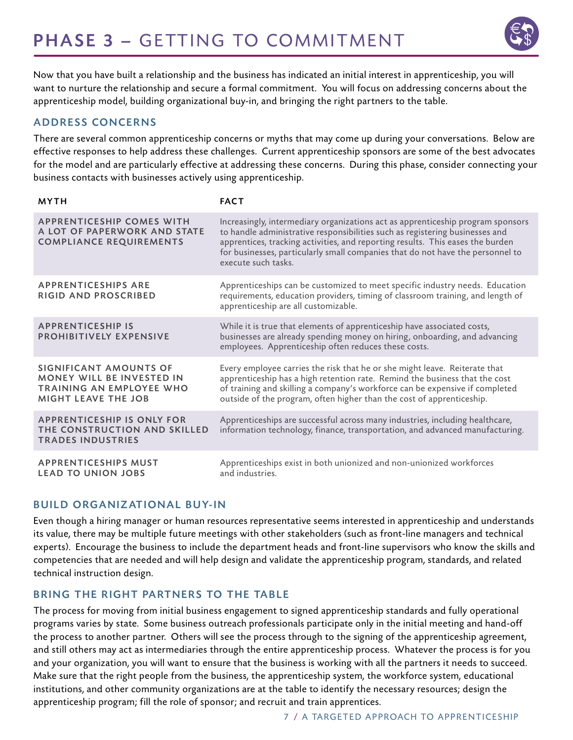# PHASE 3 – GETTING TO COMMITMENT

Now that you have built a relationship and the business has indicated an initial interest in apprenticeship, you will want to nurture the relationship and secure a formal commitment. You will focus on addressing concerns about the apprenticeship model, building organizational buy-in, and bringing the right partners to the table.

## ADDRESS CONCERNS

There are several common apprenticeship concerns or myths that may come up during your conversations. Below are effective responses to help address these challenges. Current apprenticeship sponsors are some of the best advocates for the model and are particularly effective at addressing these concerns. During this phase, consider connecting your business contacts with businesses actively using apprenticeship.

| MYTH | FACT |
|---|---|
| APPRENTICESHIP COMES WITH A LOT OF PAPERWORK AND STATE COMPLIANCE REQUIREMENTS | Increasingly, intermediary organizations act as apprenticeship program sponsors to handle administrative responsibilities such as registering businesses and apprentices, tracking activities, and reporting results. This eases the burden for businesses, particularly small companies that do not have the personnel to execute such tasks. |
| APPRENTICESHIPS ARE RIGID AND PROSCRIBED | Apprenticeships can be customized to meet specific industry needs. Education requirements, education providers, timing of classroom training, and length of apprenticeship are all customizable. |
| APPRENTICESHIP IS PROHIBITIVELY EXPENSIVE | While it is true that elements of apprenticeship have associated costs, businesses are already spending money on hiring, onboarding, and advancing employees. Apprenticeship often reduces these costs. |
| SIGNIFICANT AMOUNTS OF MONEY WILL BE INVESTED IN TRAINING AN EMPLOYEE WHO MIGHT LEAVE THE JOB | Every employee carries the risk that he or she might leave. Reiterate that apprenticeship has a high retention rate. Remind the business that the cost of training and skilling a company's workforce can be expensive if completed outside of the program, often higher than the cost of apprenticeship. |
| APPRENTICESHIP IS ONLY FOR THE CONSTRUCTION AND SKILLED TRADES INDUSTRIES | Apprenticeships are successful across many industries, including healthcare, information technology, finance, transportation, and advanced manufacturing. |
| APPRENTICESHIPS MUST LEAD TO UNION JOBS | Apprenticeships exist in both unionized and non-unionized workforces and industries. |

## BUILD ORGANIZATIONAL BUY-IN

Even though a hiring manager or human resources representative seems interested in apprenticeship and understands its value, there may be multiple future meetings with other stakeholders (such as front-line managers and technical experts). Encourage the business to include the department heads and front-line supervisors who know the skills and competencies that are needed and will help design and validate the apprenticeship program, standards, and related technical instruction design.

## BRING THE RIGHT PARTNERS TO THE TABLE

The process for moving from initial business engagement to signed apprenticeship standards and fully operational programs varies by state. Some business outreach professionals participate only in the initial meeting and hand-off the process to another partner. Others will see the process through to the signing of the apprenticeship agreement, and still others may act as intermediaries through the entire apprenticeship process. Whatever the process is for you and your organization, you will want to ensure that the business is working with all the partners it needs to succeed. Make sure that the right people from the business, the apprenticeship system, the workforce system, educational institutions, and other community organizations are at the table to identify the necessary resources; design the apprenticeship program; fill the role of sponsor; and recruit and train apprentices.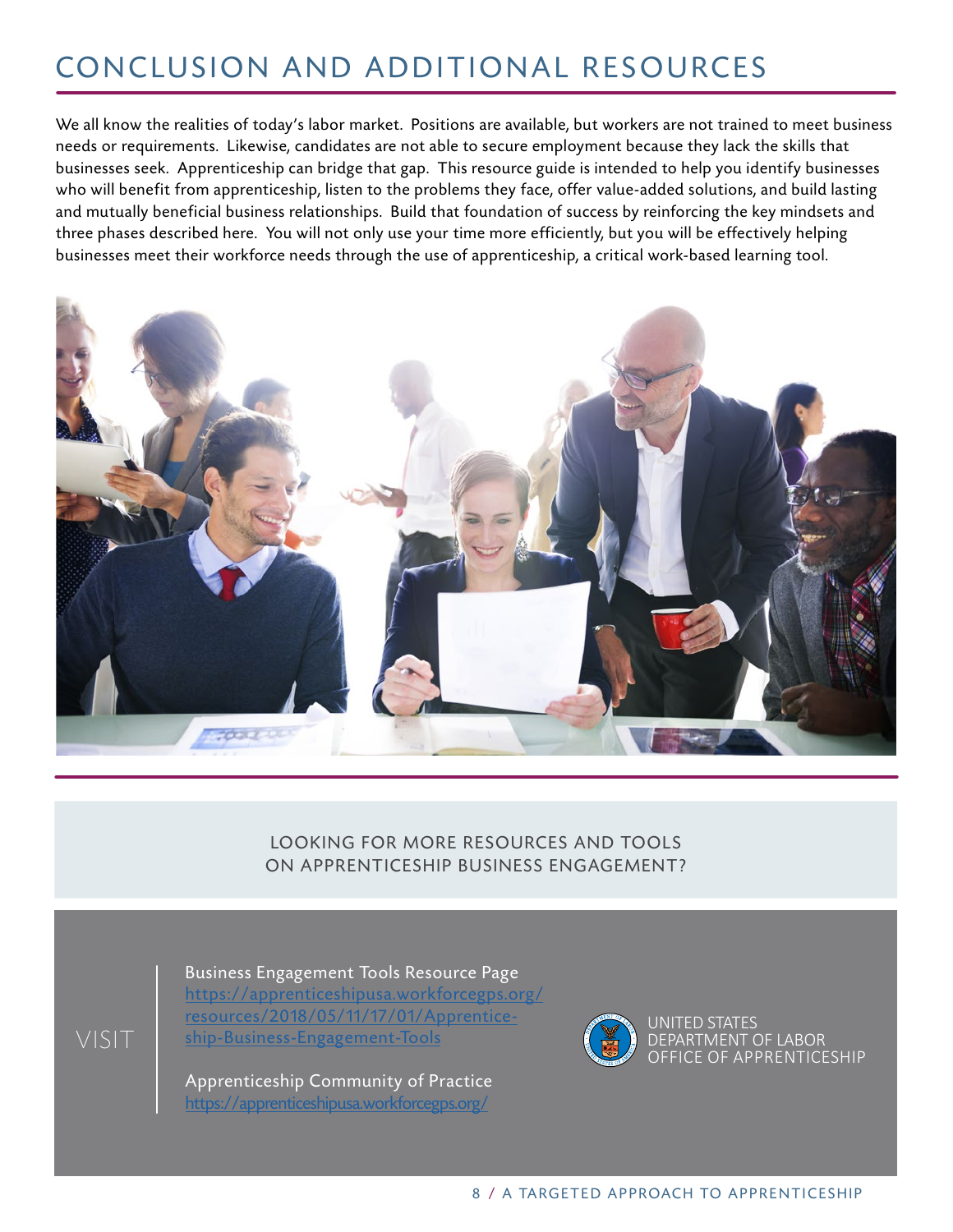# CONCLUSION AND ADDITIONAL RESOURCES

We all know the realities of today's labor market. Positions are available, but workers are not trained to meet business needs or requirements. Likewise, candidates are not able to secure employment because they lack the skills that businesses seek. Apprenticeship can bridge that gap. This resource guide is intended to help you identify businesses who will benefit from apprenticeship, listen to the problems they face, offer value-added solutions, and build lasting and mutually beneficial business relationships. Build that foundation of success by reinforcing the key mindsets and three phases described here. You will not only use your time more efficiently, but you will be effectively helping businesses meet their workforce needs through the use of apprenticeship, a critical work-based learning tool.

LOOKING FOR MORE RESOURCES AND TOOLS ON APPRENTICESHIP BUSINESS ENGAGEMENT?

VISIT

Business Engagement Tools Resource Page
https://apprenticeshipusa.workforcegps.org/resources/2018/05/11/17/01/Apprenticeship-Business-Engagement-Tools

Apprenticeship Community of Practice
https://apprenticeshipusa.workforcegps.org/

UNITED STATES DEPARTMENT OF LABOR OFFICE OF APPRENTICESHIP